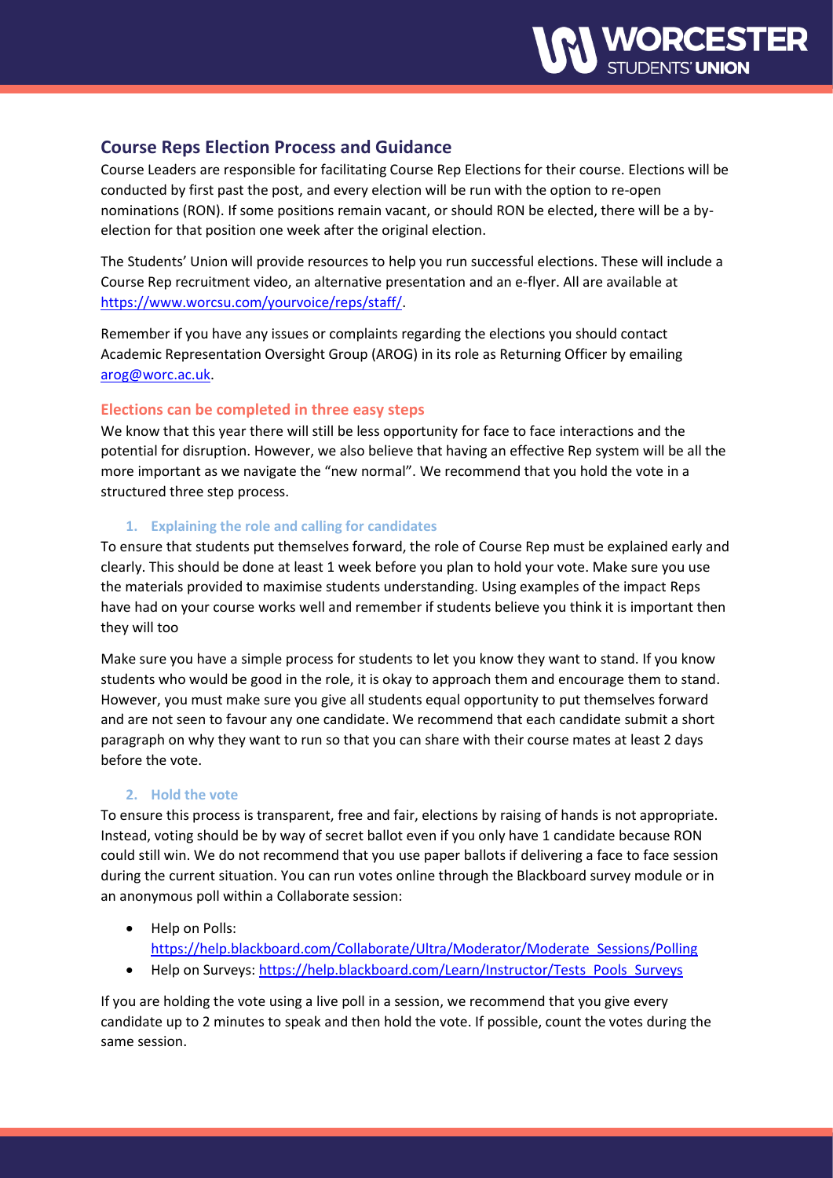## Course Reps Election Process and Guidance

Course Leaders are responsible for facilitating Course Rep Elections for their course. Elections will be conducted by first past the post, and every election will be run with the option to re-open nominations (RON). If some positions remain vacant, or should RON be elected, there will be a by-election for that position one week after the original election.

The Students' Union will provide resources to help you run successful elections. These will include a Course Rep recruitment video, an alternative presentation and an e-flyer. All are available at [https://www.worcsu.com/yourvoice/reps/staff/](https://www.worcsu.com/yourvoice/reps/staff/).

Remember if you have any issues or complaints regarding the elections you should contact Academic Representation Oversight Group (AROG) in its role as Returning Officer by emailing [arog@worc.ac.uk](mailto:arog@worc.ac.uk).

### Elections can be completed in three easy steps

We know that this year there will still be less opportunity for face to face interactions and the potential for disruption. However, we also believe that having an effective Rep system will be all the more important as we navigate the "new normal". We recommend that you hold the vote in a structured three step process.

#### 1. Explaining the role and calling for candidates

To ensure that students put themselves forward, the role of Course Rep must be explained early and clearly. This should be done at least 1 week before you plan to hold your vote. Make sure you use the materials provided to maximise students understanding. Using examples of the impact Reps have had on your course works well and remember if students believe you think it is important then they will too

Make sure you have a simple process for students to let you know they want to stand. If you know students who would be good in the role, it is okay to approach them and encourage them to stand. However, you must make sure you give all students equal opportunity to put themselves forward and are not seen to favour any one candidate. We recommend that each candidate submit a short paragraph on why they want to run so that you can share with their course mates at least 2 days before the vote.

#### 2. Hold the vote

To ensure this process is transparent, free and fair, elections by raising of hands is not appropriate. Instead, voting should be by way of secret ballot even if you only have 1 candidate because RON could still win. We do not recommend that you use paper ballots if delivering a face to face session during the current situation. You can run votes online through the Blackboard survey module or in an anonymous poll within a Collaborate session:

- Help on Polls: [https://help.blackboard.com/Collaborate/Ultra/Moderator/Moderate_Sessions/Polling](https://help.blackboard.com/Collaborate/Ultra/Moderator/Moderate_Sessions/Polling)
- Help on Surveys: [https://help.blackboard.com/Learn/Instructor/Tests_Pools_Surveys](https://help.blackboard.com/Learn/Instructor/Tests_Pools_Surveys)

If you are holding the vote using a live poll in a session, we recommend that you give every candidate up to 2 minutes to speak and then hold the vote. If possible, count the votes during the same session.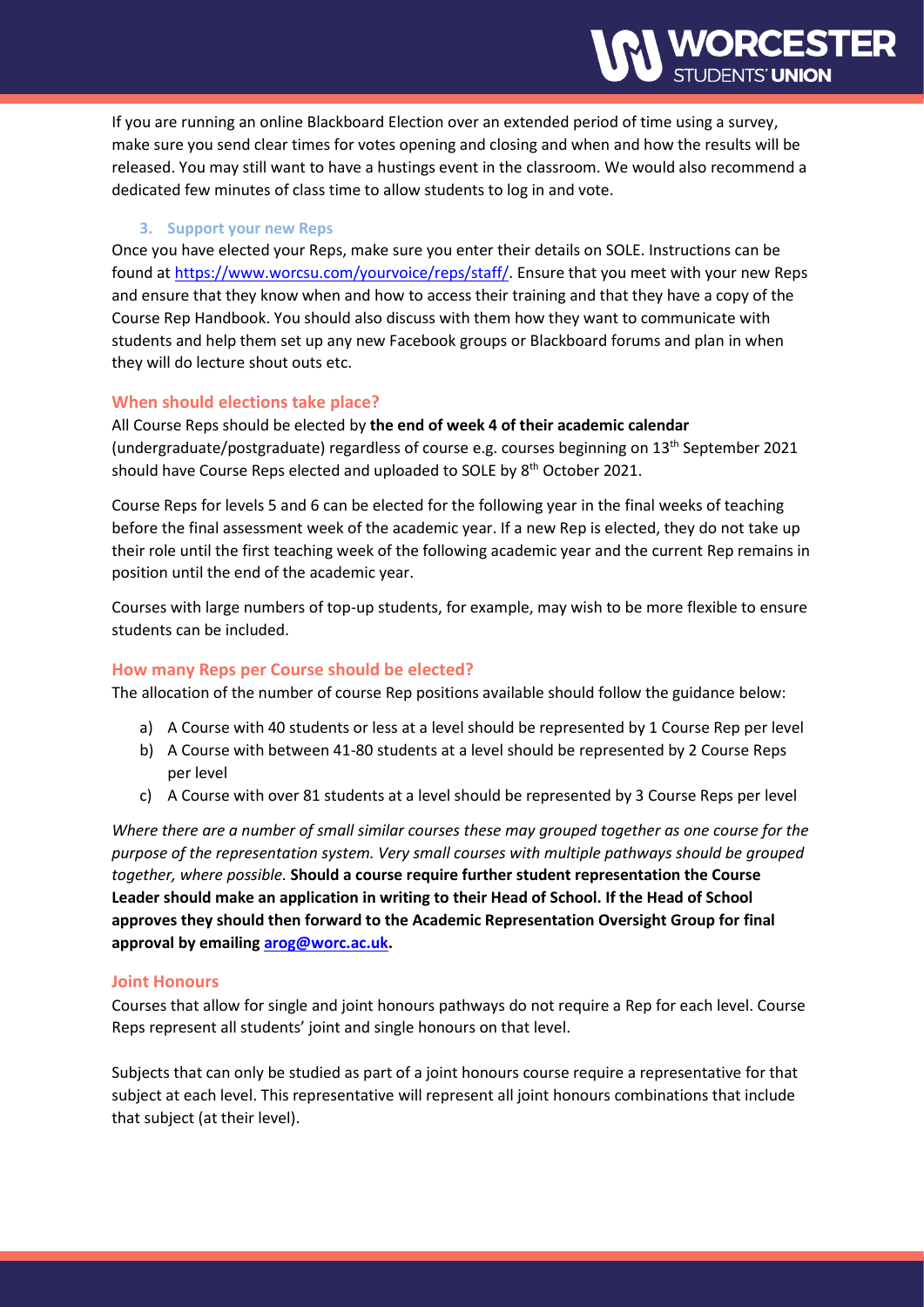If you are running an online Blackboard Election over an extended period of time using a survey, make sure you send clear times for votes opening and closing and when and how the results will be released. You may still want to have a hustings event in the classroom. We would also recommend a dedicated few minutes of class time to allow students to log in and vote.

### 3. Support your new Reps

Once you have elected your Reps, make sure you enter their details on SOLE. Instructions can be found at [https://www.worcsu.com/yourvoice/reps/staff/](https://www.worcsu.com/yourvoice/reps/staff/). Ensure that you meet with your new Reps and ensure that they know when and how to access their training and that they have a copy of the Course Rep Handbook. You should also discuss with them how they want to communicate with students and help them set up any new Facebook groups or Blackboard forums and plan in when they will do lecture shout outs etc.

## When should elections take place?

All Course Reps should be elected by **the end of week 4 of their academic calendar** (undergraduate/postgraduate) regardless of course e.g. courses beginning on 13th September 2021 should have Course Reps elected and uploaded to SOLE by 8th October 2021.

Course Reps for levels 5 and 6 can be elected for the following year in the final weeks of teaching before the final assessment week of the academic year. If a new Rep is elected, they do not take up their role until the first teaching week of the following academic year and the current Rep remains in position until the end of the academic year.

Courses with large numbers of top-up students, for example, may wish to be more flexible to ensure students can be included.

## How many Reps per Course should be elected?

The allocation of the number of course Rep positions available should follow the guidance below:

a) A Course with 40 students or less at a level should be represented by 1 Course Rep per level
b) A Course with between 41-80 students at a level should be represented by 2 Course Reps per level
c) A Course with over 81 students at a level should be represented by 3 Course Reps per level

*Where there are a number of small similar courses these may grouped together as one course for the purpose of the representation system. Very small courses with multiple pathways should be grouped together, where possible.* **Should a course require further student representation the Course Leader should make an application in writing to their Head of School. If the Head of School approves they should then forward to the Academic Representation Oversight Group for final approval by emailing [arog@worc.ac.uk](mailto:arog@worc.ac.uk).**

## Joint Honours

Courses that allow for single and joint honours pathways do not require a Rep for each level. Course Reps represent all students' joint and single honours on that level.

Subjects that can only be studied as part of a joint honours course require a representative for that subject at each level. This representative will represent all joint honours combinations that include that subject (at their level).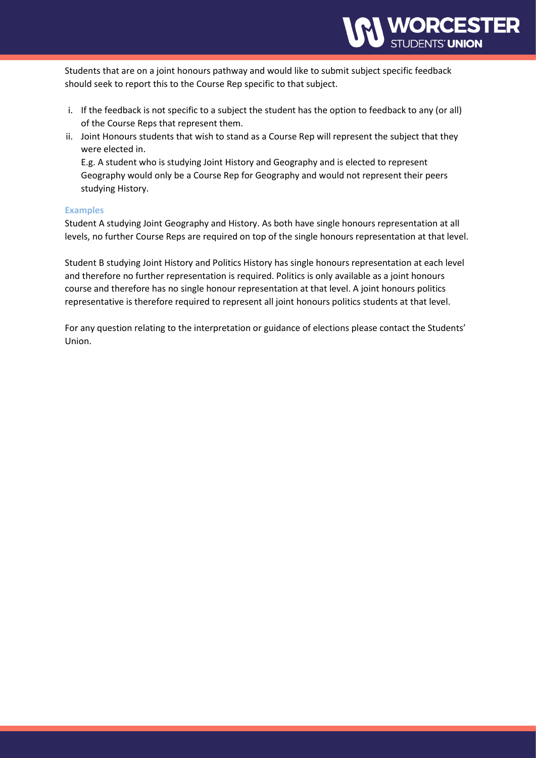Students that are on a joint honours pathway and would like to submit subject specific feedback should seek to report this to the Course Rep specific to that subject.

i. If the feedback is not specific to a subject the student has the option to feedback to any (or all) of the Course Reps that represent them.
ii. Joint Honours students that wish to stand as a Course Rep will represent the subject that they were elected in.
E.g. A student who is studying Joint History and Geography and is elected to represent Geography would only be a Course Rep for Geography and would not represent their peers studying History.

### Examples

Student A studying Joint Geography and History. As both have single honours representation at all levels, no further Course Reps are required on top of the single honours representation at that level.

Student B studying Joint History and Politics History has single honours representation at each level and therefore no further representation is required. Politics is only available as a joint honours course and therefore has no single honour representation at that level. A joint honours politics representative is therefore required to represent all joint honours politics students at that level.

For any question relating to the interpretation or guidance of elections please contact the Students' Union.